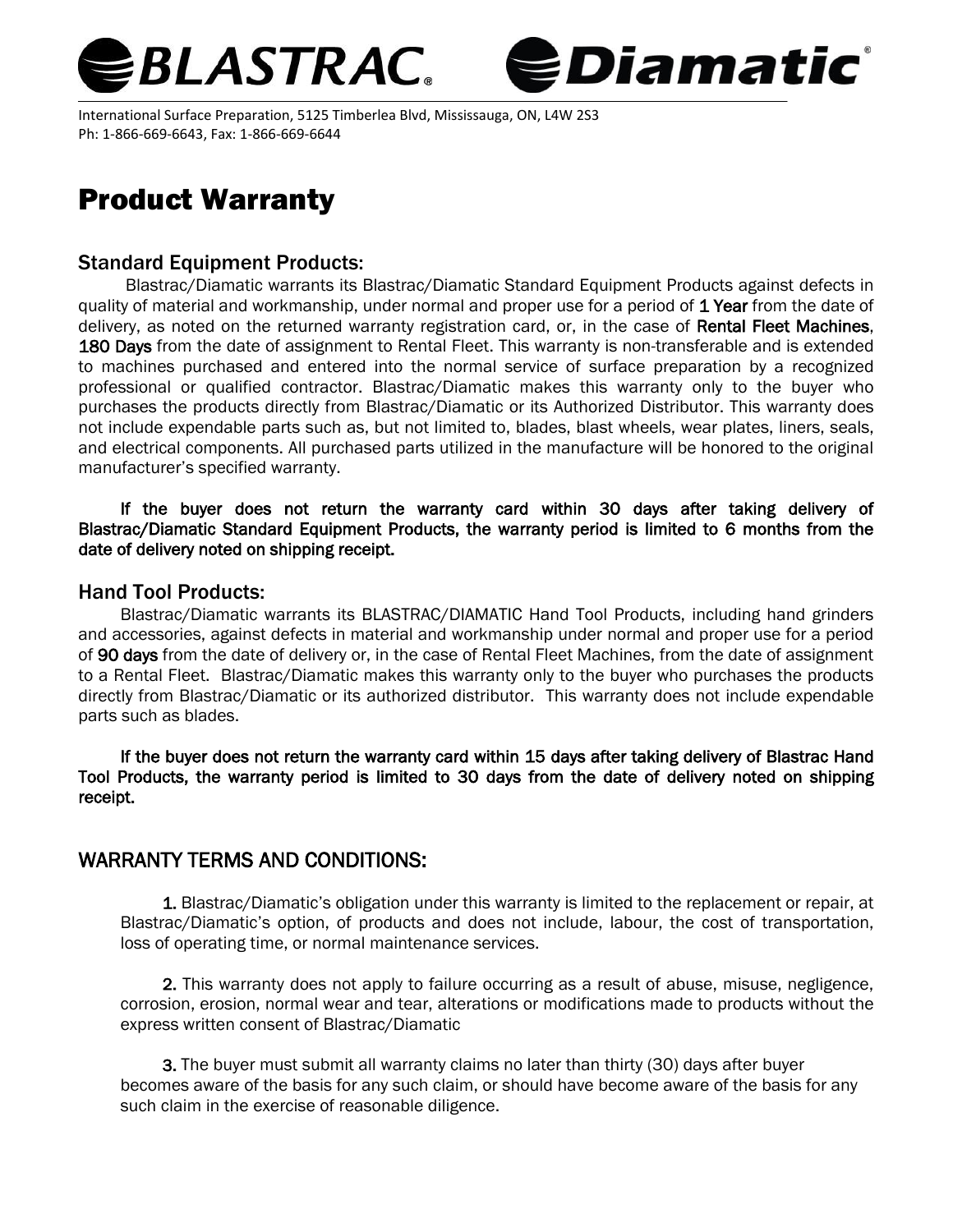BLASTRAC. Diamatic®

International Surface Preparation, 5125 Timberlea Blvd, Mississauga, ON, L4W 2S3
Ph: 1-866-669-6643, Fax: 1-866-669-6644

# Product Warranty

## Standard Equipment Products:

Blastrac/Diamatic warrants its Blastrac/Diamatic Standard Equipment Products against defects in quality of material and workmanship, under normal and proper use for a period of **1 Year** from the date of delivery, as noted on the returned warranty registration card, or, in the case of **Rental Fleet Machines**, **180 Days** from the date of assignment to Rental Fleet. This warranty is non-transferable and is extended to machines purchased and entered into the normal service of surface preparation by a recognized professional or qualified contractor. Blastrac/Diamatic makes this warranty only to the buyer who purchases the products directly from Blastrac/Diamatic or its Authorized Distributor. This warranty does not include expendable parts such as, but not limited to, blades, blast wheels, wear plates, liners, seals, and electrical components. All purchased parts utilized in the manufacture will be honored to the original manufacturer's specified warranty.

**If the buyer does not return the warranty card within 30 days after taking delivery of Blastrac/Diamatic Standard Equipment Products, the warranty period is limited to 6 months from the date of delivery noted on shipping receipt.**

## Hand Tool Products:

Blastrac/Diamatic warrants its BLASTRAC/DIAMATIC Hand Tool Products, including hand grinders and accessories, against defects in material and workmanship under normal and proper use for a period of **90 days** from the date of delivery or, in the case of Rental Fleet Machines, from the date of assignment to a Rental Fleet. Blastrac/Diamatic makes this warranty only to the buyer who purchases the products directly from Blastrac/Diamatic or its authorized distributor. This warranty does not include expendable parts such as blades.

**If the buyer does not return the warranty card within 15 days after taking delivery of Blastrac Hand Tool Products, the warranty period is limited to 30 days from the date of delivery noted on shipping receipt.**

## WARRANTY TERMS AND CONDITIONS:

**1.** Blastrac/Diamatic's obligation under this warranty is limited to the replacement or repair, at Blastrac/Diamatic's option, of products and does not include, labour, the cost of transportation, loss of operating time, or normal maintenance services.

**2.** This warranty does not apply to failure occurring as a result of abuse, misuse, negligence, corrosion, erosion, normal wear and tear, alterations or modifications made to products without the express written consent of Blastrac/Diamatic

**3.** The buyer must submit all warranty claims no later than thirty (30) days after buyer becomes aware of the basis for any such claim, or should have become aware of the basis for any such claim in the exercise of reasonable diligence.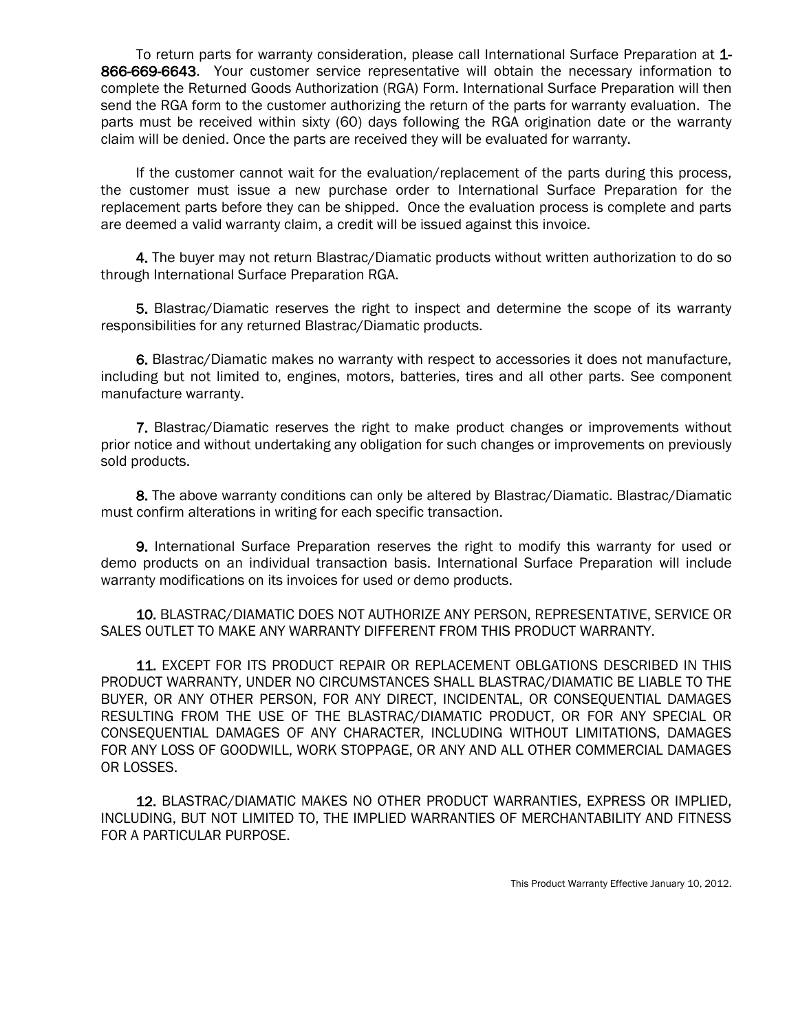To return parts for warranty consideration, please call International Surface Preparation at **1-866-669-6643**. Your customer service representative will obtain the necessary information to complete the Returned Goods Authorization (RGA) Form. International Surface Preparation will then send the RGA form to the customer authorizing the return of the parts for warranty evaluation. The parts must be received within sixty (60) days following the RGA origination date or the warranty claim will be denied. Once the parts are received they will be evaluated for warranty.

If the customer cannot wait for the evaluation/replacement of the parts during this process, the customer must issue a new purchase order to International Surface Preparation for the replacement parts before they can be shipped. Once the evaluation process is complete and parts are deemed a valid warranty claim, a credit will be issued against this invoice.

**4.** The buyer may not return Blastrac/Diamatic products without written authorization to do so through International Surface Preparation RGA.

**5.** Blastrac/Diamatic reserves the right to inspect and determine the scope of its warranty responsibilities for any returned Blastrac/Diamatic products.

**6.** Blastrac/Diamatic makes no warranty with respect to accessories it does not manufacture, including but not limited to, engines, motors, batteries, tires and all other parts. See component manufacture warranty.

**7.** Blastrac/Diamatic reserves the right to make product changes or improvements without prior notice and without undertaking any obligation for such changes or improvements on previously sold products.

**8.** The above warranty conditions can only be altered by Blastrac/Diamatic. Blastrac/Diamatic must confirm alterations in writing for each specific transaction.

**9.** International Surface Preparation reserves the right to modify this warranty for used or demo products on an individual transaction basis. International Surface Preparation will include warranty modifications on its invoices for used or demo products.

**10.** BLASTRAC/DIAMATIC DOES NOT AUTHORIZE ANY PERSON, REPRESENTATIVE, SERVICE OR SALES OUTLET TO MAKE ANY WARRANTY DIFFERENT FROM THIS PRODUCT WARRANTY.

**11.** EXCEPT FOR ITS PRODUCT REPAIR OR REPLACEMENT OBLGATIONS DESCRIBED IN THIS PRODUCT WARRANTY, UNDER NO CIRCUMSTANCES SHALL BLASTRAC/DIAMATIC BE LIABLE TO THE BUYER, OR ANY OTHER PERSON, FOR ANY DIRECT, INCIDENTAL, OR CONSEQUENTIAL DAMAGES RESULTING FROM THE USE OF THE BLASTRAC/DIAMATIC PRODUCT, OR FOR ANY SPECIAL OR CONSEQUENTIAL DAMAGES OF ANY CHARACTER, INCLUDING WITHOUT LIMITATIONS, DAMAGES FOR ANY LOSS OF GOODWILL, WORK STOPPAGE, OR ANY AND ALL OTHER COMMERCIAL DAMAGES OR LOSSES.

**12.** BLASTRAC/DIAMATIC MAKES NO OTHER PRODUCT WARRANTIES, EXPRESS OR IMPLIED, INCLUDING, BUT NOT LIMITED TO, THE IMPLIED WARRANTIES OF MERCHANTABILITY AND FITNESS FOR A PARTICULAR PURPOSE.

This Product Warranty Effective January 10, 2012.